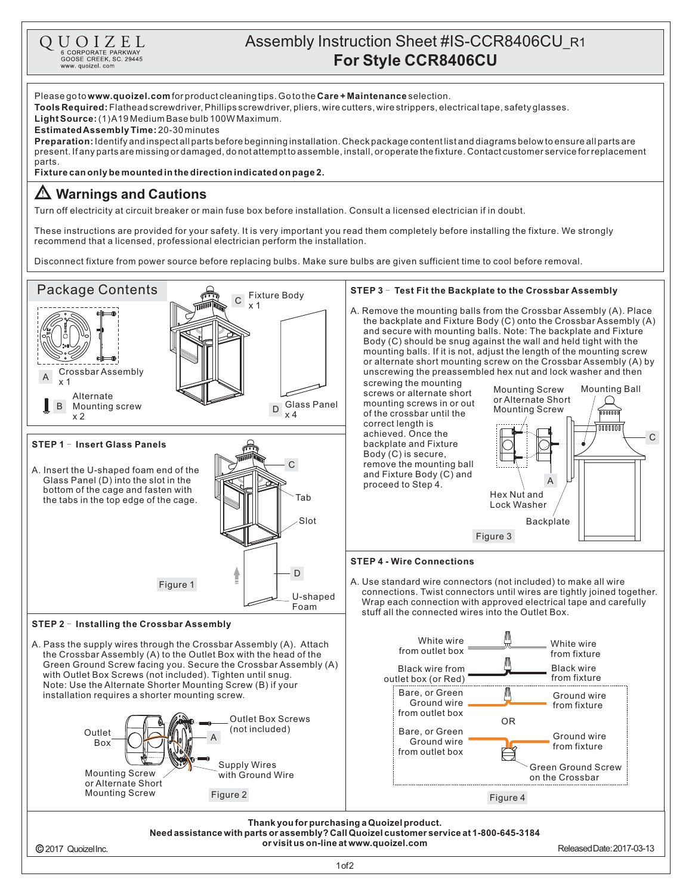QUOIZEL
6 CORPORATE PARKWAY
GOOSE CREEK, SC. 29445
www. quoizel. com

# Assembly Instruction Sheet #IS-CCR8406CU_R1
## For Style CCR8406CU

Please go to **www.quoizel.com** for product cleaning tips. Go to the **Care + Maintenance** selection.
**Tools Required:** Flathead screwdriver, Phillips screwdriver, pliers, wire cutters, wire strippers, electrical tape, safety glasses.
**Light Source:** (1) A19 Medium Base bulb 100W Maximum.
**Estimated Assembly Time:** 20-30 minutes
**Preparation:** Identify and inspect all parts before beginning installation. Check package content list and diagrams below to ensure all parts are present. If any parts are missing or damaged, do not attempt to assemble, install, or operate the fixture. Contact customer service for replacement parts.
**Fixture can only be mounted in the direction indicated on page 2.**

## ⚠ Warnings and Cautions

Turn off electricity at circuit breaker or main fuse box before installation. Consult a licensed electrician if in doubt.

These instructions are provided for your safety. It is very important you read them completely before installing the fixture. We strongly recommend that a licensed, professional electrician perform the installation.

Disconnect fixture from power source before replacing bulbs. Make sure bulbs are given sufficient time to cool before removal.

## Package Contents

- A — Crossbar Assembly x 1
- B — Alternate Mounting screw x 2
- C — Fixture Body x 1
- D — Glass Panel x 4

### STEP 1 – Insert Glass Panels

A. Insert the U-shaped foam end of the Glass Panel (D) into the slot in the bottom of the cage and fasten with the tabs in the top edge of the cage.

C, Tab, Slot, D, U-shaped Foam

Figure 1

### STEP 2 – Installing the Crossbar Assembly

A. Pass the supply wires through the Crossbar Assembly (A). Attach the Crossbar Assembly (A) to the Outlet Box with the head of the Green Ground Screw facing you. Secure the Crossbar Assembly (A) with Outlet Box Screws (not included). Tighten until snug. Note: Use the Alternate Shorter Mounting Screw (B) if your installation requires a shorter mounting screw.

Outlet Box, A, Outlet Box Screws (not included), Supply Wires with Ground Wire, Mounting Screw or Alternate Short Mounting Screw

Figure 2

### STEP 3 – Test Fit the Backplate to the Crossbar Assembly

A. Remove the mounting balls from the Crossbar Assembly (A). Place the backplate and Fixture Body (C) onto the Crossbar Assembly (A) and secure with mounting balls. Note: The backplate and Fixture Body (C) should be snug against the wall and held tight with the mounting balls. If it is not, adjust the length of the mounting screw or alternate short mounting screw on the Crossbar Assembly (A) by unscrewing the preassembled hex nut and lock washer and then screwing the mounting screws or alternate short mounting screws in or out of the crossbar until the correct length is achieved. Once the backplate and Fixture Body (C) is secure, remove the mounting ball and Fixture Body (C) and proceed to Step 4.

Mounting Screw or Alternate Short Mounting Screw, Mounting Ball, C, A, Hex Nut and Lock Washer, Backplate

Figure 3

### STEP 4 - Wire Connections

A. Use standard wire connectors (not included) to make all wire connections. Twist connectors until wires are tightly joined together. Wrap each connection with approved electrical tape and carefully stuff all the connected wires into the Outlet Box.

- White wire from outlet box — White wire from fixture
- Black wire from outlet box (or Red) — Black wire from fixture
- Bare, or Green Ground wire from outlet box — Ground wire from fixture
- OR
- Bare, or Green Ground wire from outlet box — Ground wire from fixture — Green Ground Screw on the Crossbar

Figure 4

**Thank you for purchasing a Quoizel product.**
**Need assistance with parts or assembly? Call Quoizel customer service at 1-800-645-3184 or visit us on-line at www.quoizel.com**

© 2017 Quoizel Inc. Released Date: 2017-03-13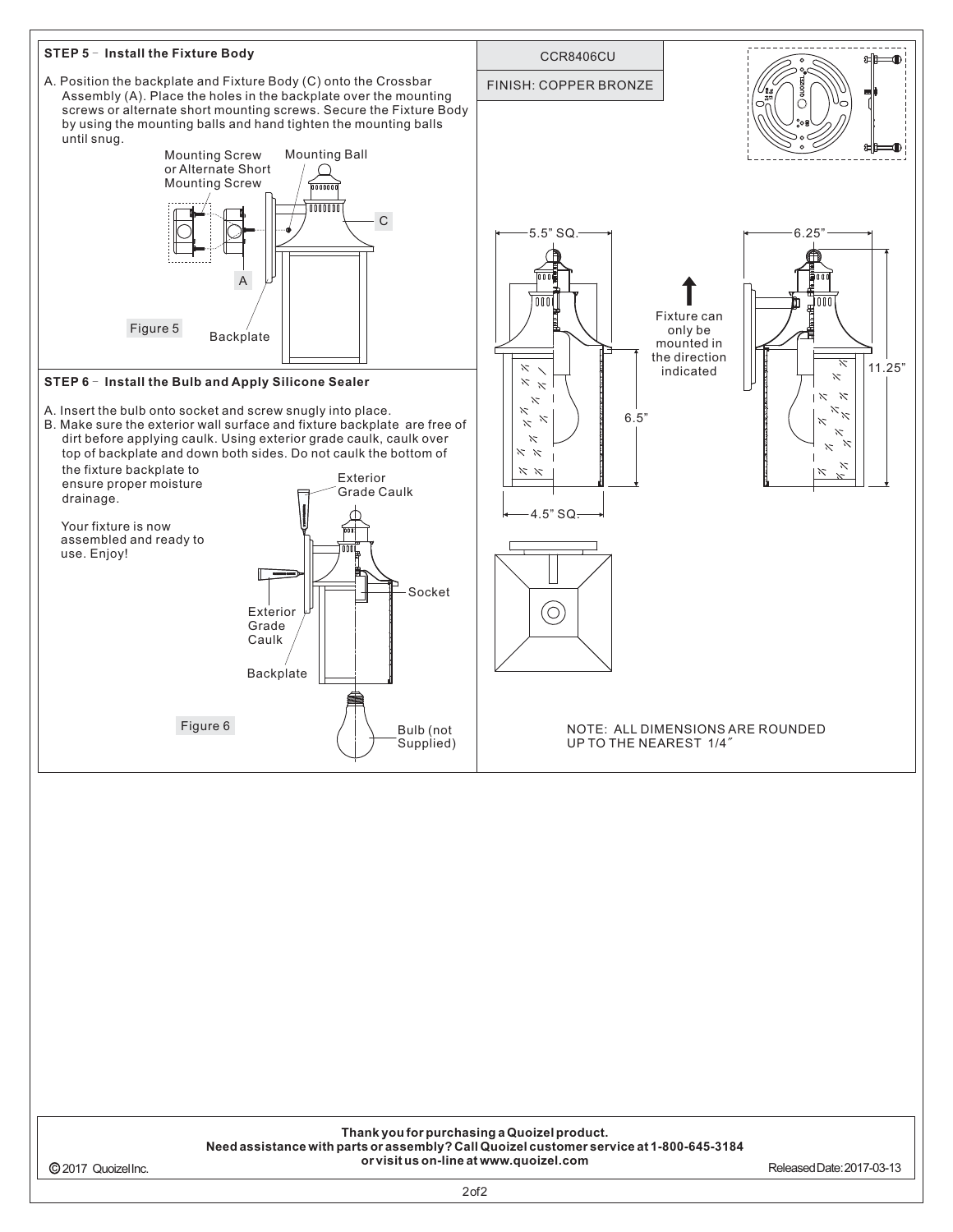## STEP 5 – Install the Fixture Body

A. Position the backplate and Fixture Body (C) onto the Crossbar Assembly (A). Place the holes in the backplate over the mounting screws or alternate short mounting screws. Secure the Fixture Body by using the mounting balls and hand tighten the mounting balls until snug.

Mounting Screw or Alternate Short Mounting Screw

Mounting Ball

C

A

Backplate

Figure 5

## STEP 6 – Install the Bulb and Apply Silicone Sealer

A. Insert the bulb onto socket and screw snugly into place.

B. Make sure the exterior wall surface and fixture backplate are free of dirt before applying caulk. Using exterior grade caulk, caulk over top of backplate and down both sides. Do not caulk the bottom of the fixture backplate to ensure proper moisture drainage.

Your fixture is now assembled and ready to use. Enjoy!

Exterior Grade Caulk

Socket

Exterior Grade Caulk

Backplate

Bulb (not Supplied)

Figure 6

CCR8406CU

FINISH: COPPER BRONZE

5.5" SQ.

6.5"

4.5" SQ.

Fixture can only be mounted in the direction indicated

6.25"

11.25"

NOTE: ALL DIMENSIONS ARE ROUNDED UP TO THE NEAREST 1/4″

**Thank you for purchasing a Quoizel product.**
**Need assistance with parts or assembly? Call Quoizel customer service at 1-800-645-3184 or visit us on-line at www.quoizel.com**

© 2017 Quoizel Inc.

Released Date: 2017-03-13